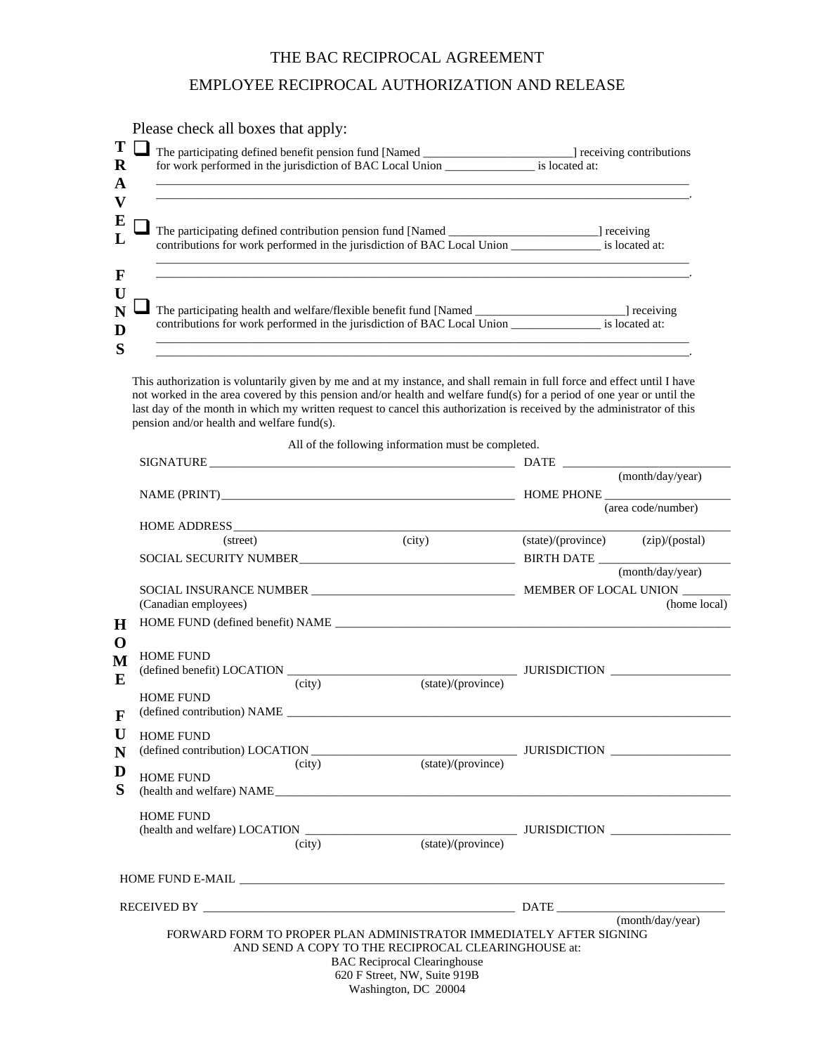# THE BAC RECIPROCAL AGREEMENT

## EMPLOYEE RECIPROCAL AUTHORIZATION AND RELEASE

Please check all boxes that apply:

**TRAVEL FUNDS**

- ☐ The participating defined benefit pension fund [Named ________________________] receiving contributions for work performed in the jurisdiction of BAC Local Union _______________ is located at: ______________________________________________________________________________________.

- ☐ The participating defined contribution pension fund [Named ________________________] receiving contributions for work performed in the jurisdiction of BAC Local Union _______________ is located at: ______________________________________________________________________________________.

- ☐ The participating health and welfare/flexible benefit fund [Named ________________________] receiving contributions for work performed in the jurisdiction of BAC Local Union _______________ is located at: ______________________________________________________________________________________.

This authorization is voluntarily given by me and at my instance, and shall remain in full force and effect until I have not worked in the area covered by this pension and/or health and welfare fund(s) for a period of one year or until the last day of the month in which my written request to cancel this authorization is received by the administrator of this pension and/or health and welfare fund(s).

All of the following information must be completed.

SIGNATURE ____________________________________________ DATE ______________________ (month/day/year)

NAME (PRINT) __________________________________________ HOME PHONE __________________ (area code/number)

HOME ADDRESS ______________________________________________________________________
(street) (city) (state)/(province) (zip)/(postal)

SOCIAL SECURITY NUMBER ______________________________ BIRTH DATE __________________ (month/day/year)

SOCIAL INSURANCE NUMBER ____________________________ MEMBER OF LOCAL UNION _______
(Canadian employees) (home local)

**HOME FUNDS**

HOME FUND (defined benefit) NAME ______________________________________________________

HOME FUND (defined benefit) LOCATION ______________________________ JURISDICTION __________________
(city) (state)/(province)

HOME FUND (defined contribution) NAME __________________________________________________

HOME FUND (defined contribution) LOCATION ___________________________ JURISDICTION __________________
(city) (state)/(province)

HOME FUND (health and welfare) NAME _____________________________________________________

HOME FUND (health and welfare) LOCATION ____________________________ JURISDICTION __________________
(city) (state)/(province)

HOME FUND E-MAIL ______________________________________________________________________

RECEIVED BY _______________________________________________ DATE _____________________ (month/day/year)

FORWARD FORM TO PROPER PLAN ADMINISTRATOR IMMEDIATELY AFTER SIGNING AND SEND A COPY TO THE RECIPROCAL CLEARINGHOUSE at:

BAC Reciprocal Clearinghouse
620 F Street, NW, Suite 919B
Washington, DC 20004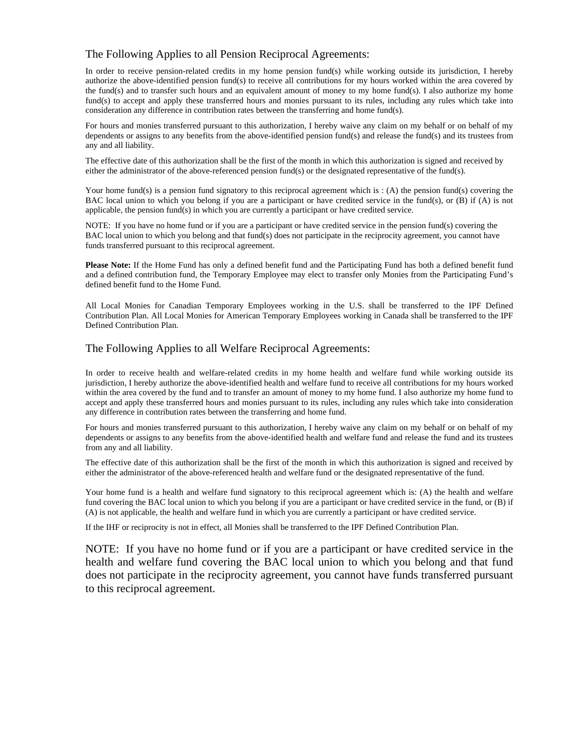## The Following Applies to all Pension Reciprocal Agreements:

In order to receive pension-related credits in my home pension fund(s) while working outside its jurisdiction, I hereby authorize the above-identified pension fund(s) to receive all contributions for my hours worked within the area covered by the fund(s) and to transfer such hours and an equivalent amount of money to my home fund(s). I also authorize my home fund(s) to accept and apply these transferred hours and monies pursuant to its rules, including any rules which take into consideration any difference in contribution rates between the transferring and home fund(s).

For hours and monies transferred pursuant to this authorization, I hereby waive any claim on my behalf or on behalf of my dependents or assigns to any benefits from the above-identified pension fund(s) and release the fund(s) and its trustees from any and all liability.

The effective date of this authorization shall be the first of the month in which this authorization is signed and received by either the administrator of the above-referenced pension fund(s) or the designated representative of the fund(s).

Your home fund(s) is a pension fund signatory to this reciprocal agreement which is : (A) the pension fund(s) covering the BAC local union to which you belong if you are a participant or have credited service in the fund(s), or (B) if (A) is not applicable, the pension fund(s) in which you are currently a participant or have credited service.

NOTE: If you have no home fund or if you are a participant or have credited service in the pension fund(s) covering the BAC local union to which you belong and that fund(s) does not participate in the reciprocity agreement, you cannot have funds transferred pursuant to this reciprocal agreement.

**Please Note:** If the Home Fund has only a defined benefit fund and the Participating Fund has both a defined benefit fund and a defined contribution fund, the Temporary Employee may elect to transfer only Monies from the Participating Fund's defined benefit fund to the Home Fund.

All Local Monies for Canadian Temporary Employees working in the U.S. shall be transferred to the IPF Defined Contribution Plan. All Local Monies for American Temporary Employees working in Canada shall be transferred to the IPF Defined Contribution Plan.

## The Following Applies to all Welfare Reciprocal Agreements:

In order to receive health and welfare-related credits in my home health and welfare fund while working outside its jurisdiction, I hereby authorize the above-identified health and welfare fund to receive all contributions for my hours worked within the area covered by the fund and to transfer an amount of money to my home fund. I also authorize my home fund to accept and apply these transferred hours and monies pursuant to its rules, including any rules which take into consideration any difference in contribution rates between the transferring and home fund.

For hours and monies transferred pursuant to this authorization, I hereby waive any claim on my behalf or on behalf of my dependents or assigns to any benefits from the above-identified health and welfare fund and release the fund and its trustees from any and all liability.

The effective date of this authorization shall be the first of the month in which this authorization is signed and received by either the administrator of the above-referenced health and welfare fund or the designated representative of the fund.

Your home fund is a health and welfare fund signatory to this reciprocal agreement which is: (A) the health and welfare fund covering the BAC local union to which you belong if you are a participant or have credited service in the fund, or (B) if (A) is not applicable, the health and welfare fund in which you are currently a participant or have credited service.

If the IHF or reciprocity is not in effect, all Monies shall be transferred to the IPF Defined Contribution Plan.

NOTE: If you have no home fund or if you are a participant or have credited service in the health and welfare fund covering the BAC local union to which you belong and that fund does not participate in the reciprocity agreement, you cannot have funds transferred pursuant to this reciprocal agreement.